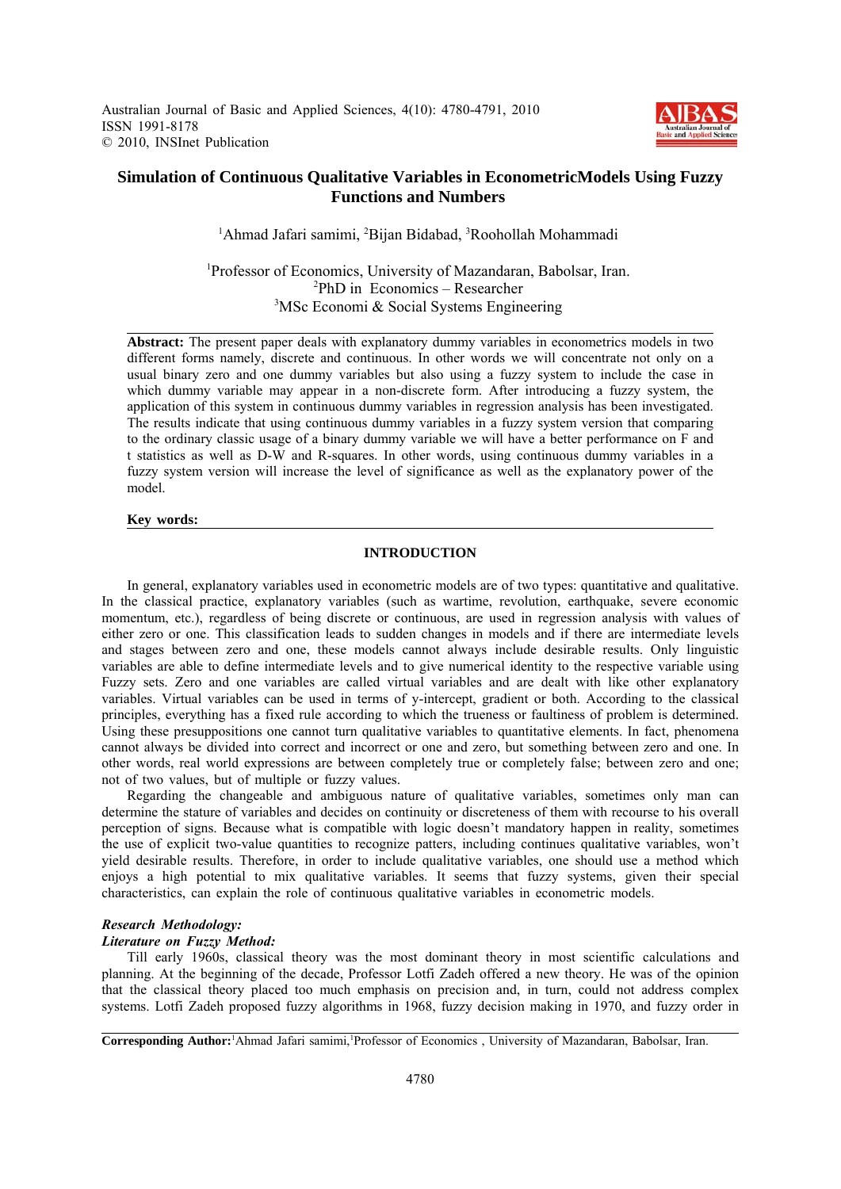# Simulation of Continuous Qualitative Variables in EconometricModels Using Fuzzy Functions and Numbers

[1]Ahmad Jafari samimi, [2]Bijan Bidabad, [3]Roohollah Mohammadi

[1]Professor of Economics, University of Mazandaran, Babolsar, Iran.
[2]PhD in Economics – Researcher
[3]MSc Economi & Social Systems Engineering

**Abstract:** The present paper deals with explanatory dummy variables in econometrics models in two different forms namely, discrete and continuous. In other words we will concentrate not only on a usual binary zero and one dummy variables but also using a fuzzy system to include the case in which dummy variable may appear in a non-discrete form. After introducing a fuzzy system, the application of this system in continuous dummy variables in regression analysis has been investigated. The results indicate that using continuous dummy variables in a fuzzy system version that comparing to the ordinary classic usage of a binary dummy variable we will have a better performance on F and t statistics as well as D-W and R-squares. In other words, using continuous dummy variables in a fuzzy system version will increase the level of significance as well as the explanatory power of the model.

**Key words:**

## INTRODUCTION

In general, explanatory variables used in econometric models are of two types: quantitative and qualitative. In the classical practice, explanatory variables (such as wartime, revolution, earthquake, severe economic momentum, etc.), regardless of being discrete or continuous, are used in regression analysis with values of either zero or one. This classification leads to sudden changes in models and if there are intermediate levels and stages between zero and one, these models cannot always include desirable results. Only linguistic variables are able to define intermediate levels and to give numerical identity to the respective variable using Fuzzy sets. Zero and one variables are called virtual variables and are dealt with like other explanatory variables. Virtual variables can be used in terms of y-intercept, gradient or both. According to the classical principles, everything has a fixed rule according to which the trueness or faultiness of problem is determined. Using these presuppositions one cannot turn qualitative variables to quantitative elements. In fact, phenomena cannot always be divided into correct and incorrect or one and zero, but something between zero and one. In other words, real world expressions are between completely true or completely false; between zero and one; not of two values, but of multiple or fuzzy values.

Regarding the changeable and ambiguous nature of qualitative variables, sometimes only man can determine the stature of variables and decides on continuity or discreteness of them with recourse to his overall perception of signs. Because what is compatible with logic doesn't mandatory happen in reality, sometimes the use of explicit two-value quantities to recognize patters, including continues qualitative variables, won't yield desirable results. Therefore, in order to include qualitative variables, one should use a method which enjoys a high potential to mix qualitative variables. It seems that fuzzy systems, given their special characteristics, can explain the role of continuous qualitative variables in econometric models.

### *Research Methodology:*

### *Literature on Fuzzy Method:*

Till early 1960s, classical theory was the most dominant theory in most scientific calculations and planning. At the beginning of the decade, Professor Lotfi Zadeh offered a new theory. He was of the opinion that the classical theory placed too much emphasis on precision and, in turn, could not address complex systems. Lotfi Zadeh proposed fuzzy algorithms in 1968, fuzzy decision making in 1970, and fuzzy order in

**Corresponding Author:**[1]Ahmad Jafari samimi,[1]Professor of Economics , University of Mazandaran, Babolsar, Iran.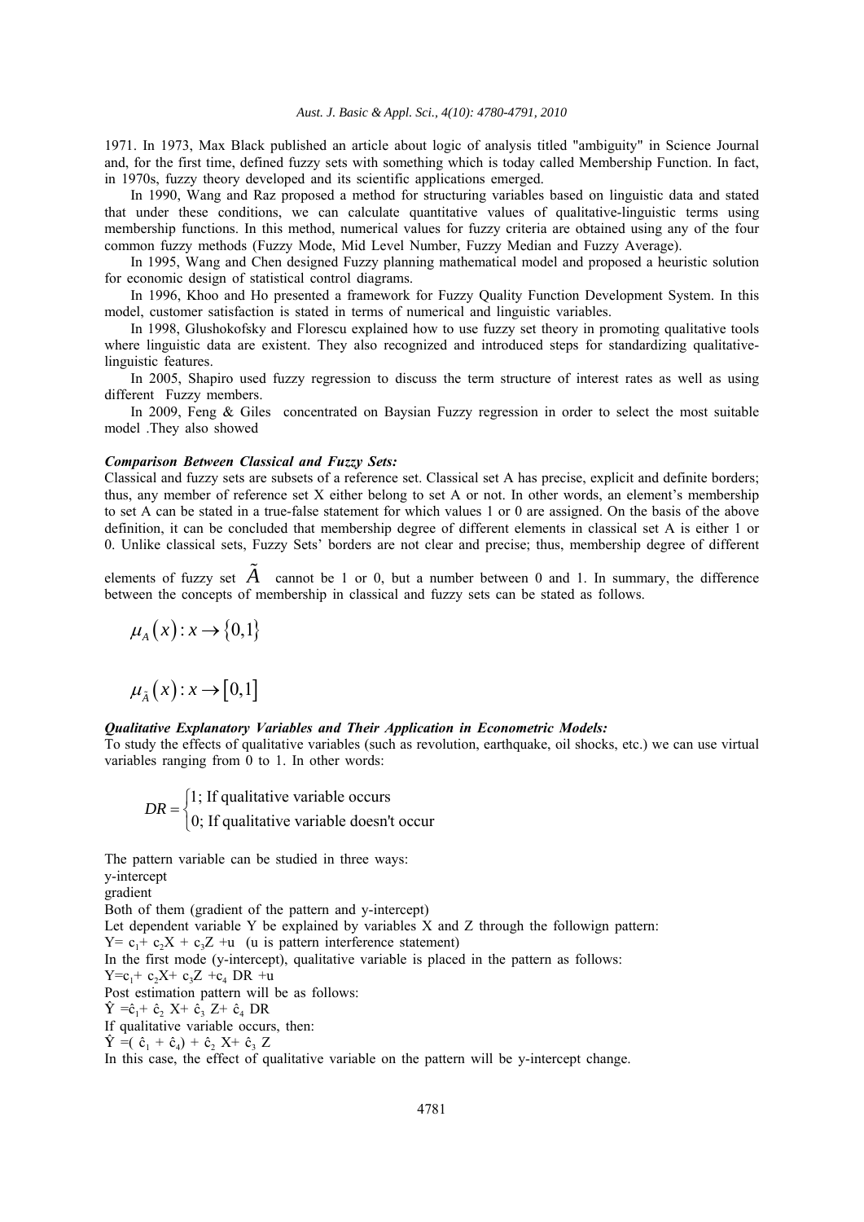1971. In 1973, Max Black published an article about logic of analysis titled "ambiguity" in Science Journal and, for the first time, defined fuzzy sets with something which is today called Membership Function. In fact, in 1970s, fuzzy theory developed and its scientific applications emerged.

In 1990, Wang and Raz proposed a method for structuring variables based on linguistic data and stated that under these conditions, we can calculate quantitative values of qualitative-linguistic terms using membership functions. In this method, numerical values for fuzzy criteria are obtained using any of the four common fuzzy methods (Fuzzy Mode, Mid Level Number, Fuzzy Median and Fuzzy Average).

In 1995, Wang and Chen designed Fuzzy planning mathematical model and proposed a heuristic solution for economic design of statistical control diagrams.

In 1996, Khoo and Ho presented a framework for Fuzzy Quality Function Development System. In this model, customer satisfaction is stated in terms of numerical and linguistic variables.

In 1998, Glushokofsky and Florescu explained how to use fuzzy set theory in promoting qualitative tools where linguistic data are existent. They also recognized and introduced steps for standardizing qualitative-linguistic features.

In 2005, Shapiro used fuzzy regression to discuss the term structure of interest rates as well as using different Fuzzy members.

In 2009, Feng & Giles concentrated on Baysian Fuzzy regression in order to select the most suitable model .They also showed

***Comparison Between Classical and Fuzzy Sets:***

Classical and fuzzy sets are subsets of a reference set. Classical set A has precise, explicit and definite borders; thus, any member of reference set X either belong to set A or not. In other words, an element's membership to set A can be stated in a true-false statement for which values 1 or 0 are assigned. On the basis of the above definition, it can be concluded that membership degree of different elements in classical set A is either 1 or 0. Unlike classical sets, Fuzzy Sets' borders are not clear and precise; thus, membership degree of different elements of fuzzy set $\tilde{A}$ cannot be 1 or 0, but a number between 0 and 1. In summary, the difference between the concepts of membership in classical and fuzzy sets can be stated as follows.

$$\mu_A(x): x \to \{0,1\}$$

$$\mu_{\tilde{A}}(x): x \to [0,1]$$

***Qualitative Explanatory Variables and Their Application in Econometric Models:***

To study the effects of qualitative variables (such as revolution, earthquake, oil shocks, etc.) we can use virtual variables ranging from 0 to 1. In other words:

$$DR = \begin{cases} 1; \text{ If qualitative variable occurs} \\ 0; \text{ If qualitative variable doesn't occur} \end{cases}$$

The pattern variable can be studied in three ways:

y-intercept

gradient

Both of them (gradient of the pattern and y-intercept)

Let dependent variable Y be explained by variables X and Z through the followign pattern:

$Y= c_1+ c_2X + c_3Z +u$ (u is pattern interference statement)

In the first mode (y-intercept), qualitative variable is placed in the pattern as follows:

$Y=c_1+ c_2X+ c_3Z +c_4 DR +u$

Post estimation pattern will be as follows:

$\hat{Y} =\hat{c}_1+ \hat{c}_2 X+ \hat{c}_3 Z+ \hat{c}_4 DR$

If qualitative variable occurs, then:

$\hat{Y} =( \hat{c}_1 + \hat{c}_4) + \hat{c}_2 X+ \hat{c}_3 Z$

In this case, the effect of qualitative variable on the pattern will be y-intercept change.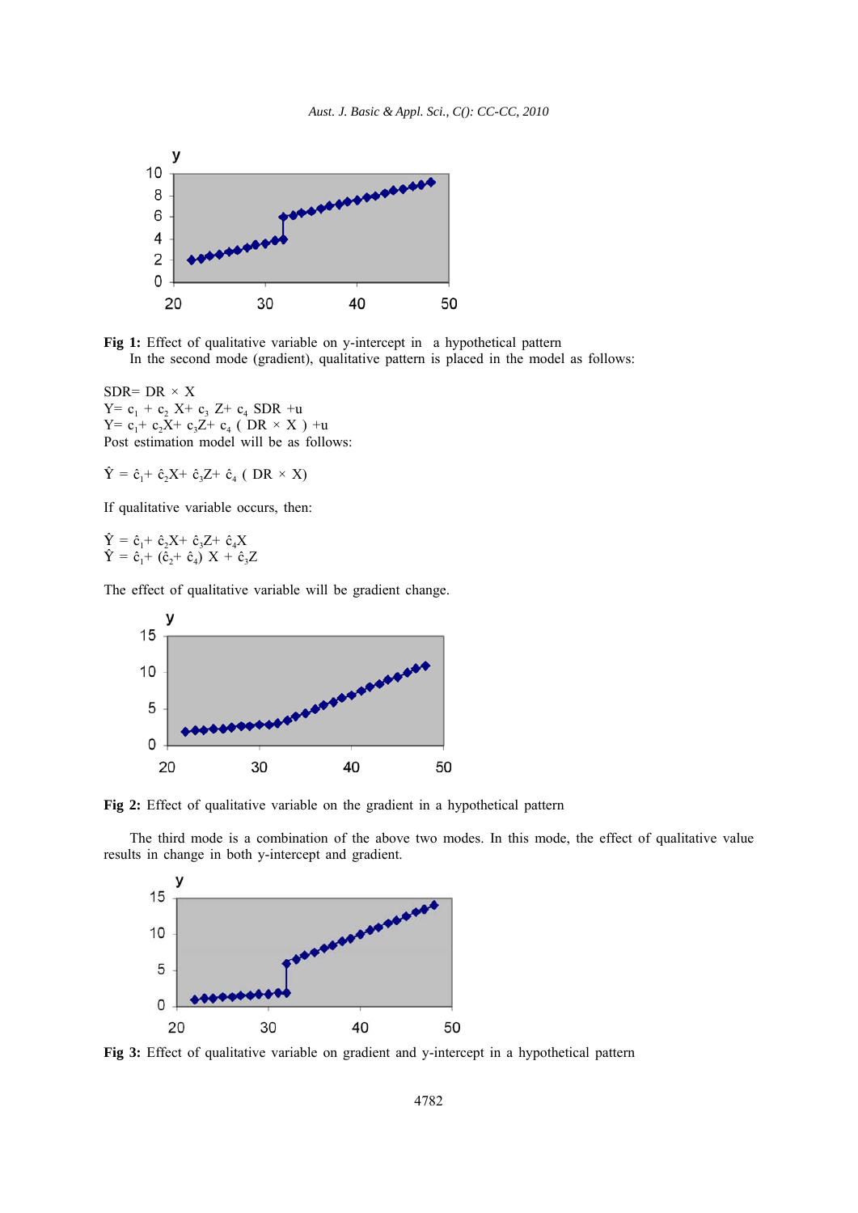**Fig 1:** Effect of qualitative variable on y-intercept in a hypothetical pattern

In the second mode (gradient), qualitative pattern is placed in the model as follows:

$SDR = DR \times X$
$Y = c_1 + c_2 X + c_3 Z + c_4 SDR + u$
$Y = c_1 + c_2X + c_3Z + c_4 ( DR \times X ) + u$
Post estimation model will be as follows:

$$\hat{Y} = \hat{c}_1 + \hat{c}_2X + \hat{c}_3Z + \hat{c}_4 ( DR \times X)$$

If qualitative variable occurs, then:

$$\hat{Y} = \hat{c}_1 + \hat{c}_2X + \hat{c}_3Z + \hat{c}_4X$$
$$\hat{Y} = \hat{c}_1 + (\hat{c}_2 + \hat{c}_4) X + \hat{c}_3Z$$

The effect of qualitative variable will be gradient change.

**Fig 2:** Effect of qualitative variable on the gradient in a hypothetical pattern

The third mode is a combination of the above two modes. In this mode, the effect of qualitative value results in change in both y-intercept and gradient.

**Fig 3:** Effect of qualitative variable on gradient and y-intercept in a hypothetical pattern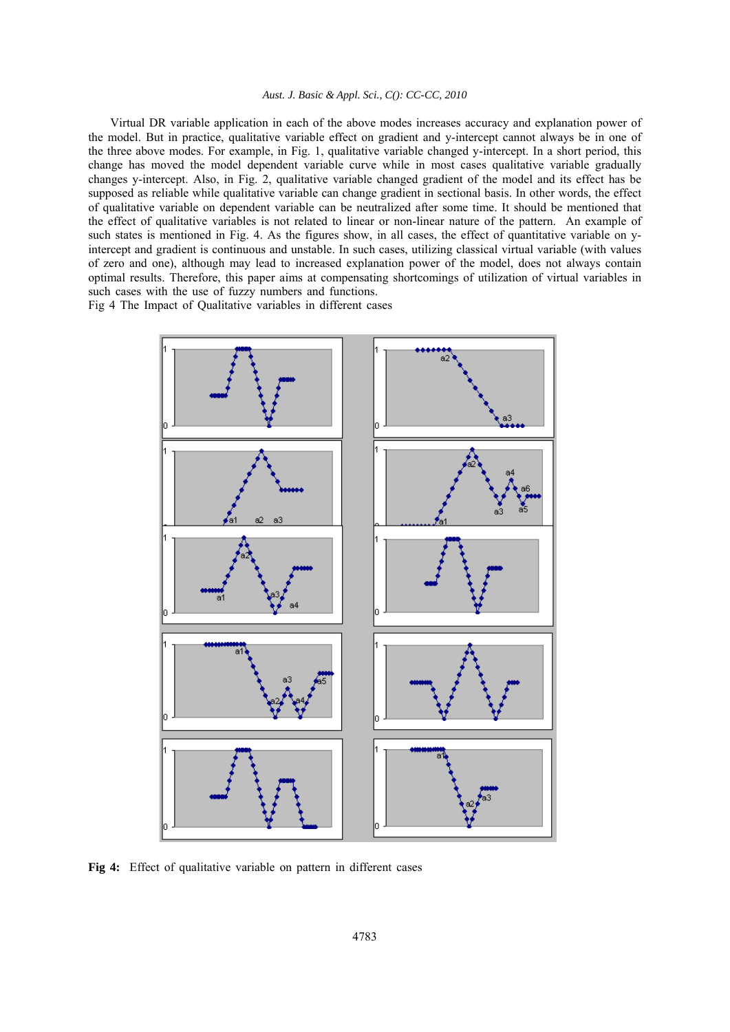Virtual DR variable application in each of the above modes increases accuracy and explanation power of the model. But in practice, qualitative variable effect on gradient and y-intercept cannot always be in one of the three above modes. For example, in Fig. 1, qualitative variable changed y-intercept. In a short period, this change has moved the model dependent variable curve while in most cases qualitative variable gradually changes y-intercept. Also, in Fig. 2, qualitative variable changed gradient of the model and its effect has be supposed as reliable while qualitative variable can change gradient in sectional basis. In other words, the effect of qualitative variable on dependent variable can be neutralized after some time. It should be mentioned that the effect of qualitative variables is not related to linear or non-linear nature of the pattern. An example of such states is mentioned in Fig. 4. As the figures show, in all cases, the effect of quantitative variable on y-intercept and gradient is continuous and unstable. In such cases, utilizing classical virtual variable (with values of zero and one), although may lead to increased explanation power of the model, does not always contain optimal results. Therefore, this paper aims at compensating shortcomings of utilization of virtual variables in such cases with the use of fuzzy numbers and functions.

Fig 4 The Impact of Qualitative variables in different cases

**Fig 4:** Effect of qualitative variable on pattern in different cases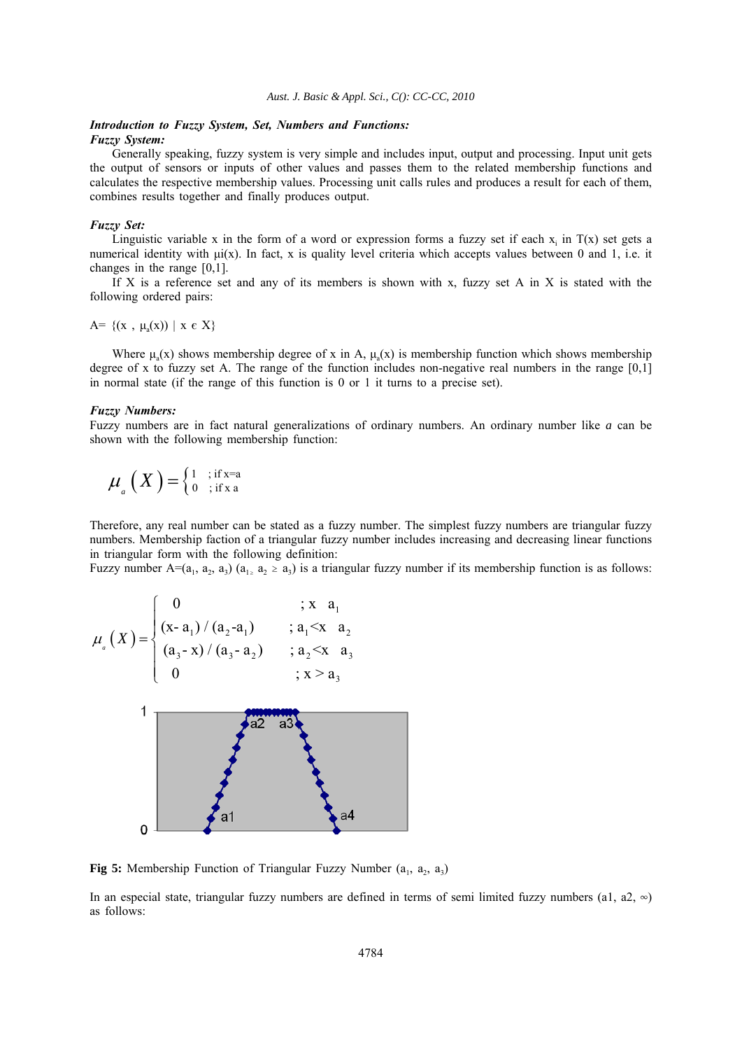***Introduction to Fuzzy System, Set, Numbers and Functions:***

***Fuzzy System:***

Generally speaking, fuzzy system is very simple and includes input, output and processing. Input unit gets the output of sensors or inputs of other values and passes them to the related membership functions and calculates the respective membership values. Processing unit calls rules and produces a result for each of them, combines results together and finally produces output.

***Fuzzy Set:***

Linguistic variable x in the form of a word or expression forms a fuzzy set if each $x_i$ in T(x) set gets a numerical identity with μi(x). In fact, x is quality level criteria which accepts values between 0 and 1, i.e. it changes in the range [0,1].

If X is a reference set and any of its members is shown with x, fuzzy set A in X is stated with the following ordered pairs:

$$A= \{(x\ ,\ \mu_a(x))\ |\ x \in X\}$$

Where $\mu_a(x)$ shows membership degree of x in A, $\mu_a(x)$ is membership function which shows membership degree of x to fuzzy set A. The range of the function includes non-negative real numbers in the range [0,1] in normal state (if the range of this function is 0 or 1 it turns to a precise set).

***Fuzzy Numbers:***

Fuzzy numbers are in fact natural generalizations of ordinary numbers. An ordinary number like *a* can be shown with the following membership function:

$$\mu_a(X) = \begin{cases} 1 & ;\text{if } x=a \\ 0 & ;\text{if } x\ a \end{cases}$$

Therefore, any real number can be stated as a fuzzy number. The simplest fuzzy numbers are triangular fuzzy numbers. Membership faction of a triangular fuzzy number includes increasing and decreasing linear functions in triangular form with the following definition:

Fuzzy number $A=(a_1, a_2, a_3)$ $(a_1 \geq a_2 \geq a_3)$ is a triangular fuzzy number if its membership function is as follows:

$$\mu_a(X) = \begin{cases} 0 & ;x\ \ a_1 \\ (x-a_1)/(a_2-a_1) & ;a_1<x\ \ a_2 \\ (a_3-x)/(a_3-a_2) & ;a_2<x\ \ a_3 \\ 0 & ;x>a_3 \end{cases}$$

**Fig 5:** Membership Function of Triangular Fuzzy Number $(a_1, a_2, a_3)$

In an especial state, triangular fuzzy numbers are defined in terms of semi limited fuzzy numbers (a1, a2, ∞) as follows: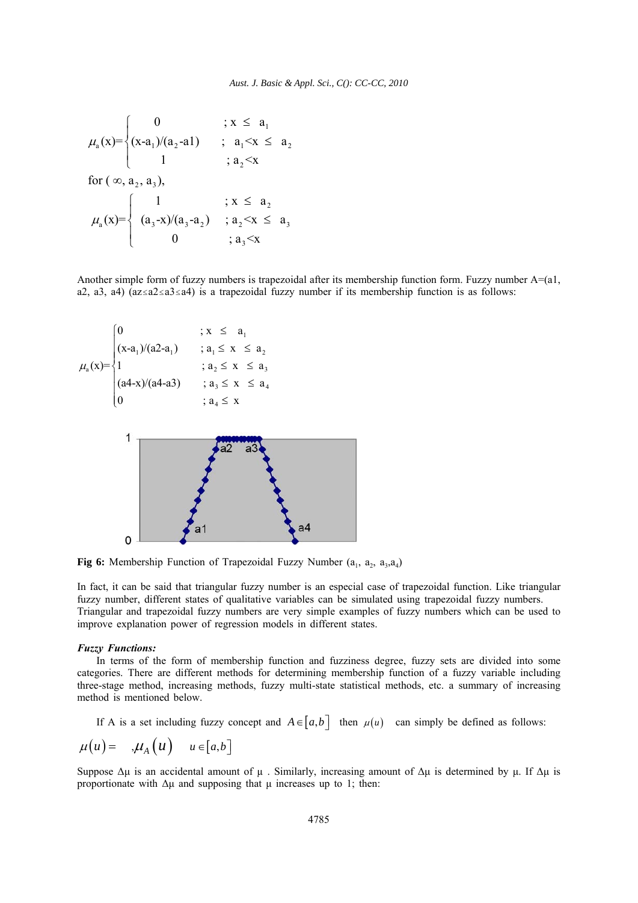$$\mu_a(x)=\begin{cases} 0 & ; x \leq a_1 \\ (x-a_1)/(a_2-a1) & ; a_1<x \leq a_2 \\ 1 & ; a_2<x \end{cases}$$

for ( $\infty$, $a_2$, $a_3$),

$$\mu_a(x)=\begin{cases} 1 & ; x \leq a_2 \\ (a_3-x)/(a_3-a_2) & ; a_2<x \leq a_3 \\ 0 & ; a_3<x \end{cases}$$

Another simple form of fuzzy numbers is trapezoidal after its membership function form. Fuzzy number A=(a1, a2, a3, a4) (az≤a2≤a3≤a4) is a trapezoidal fuzzy number if its membership function is as follows:

$$\mu_a(x)=\begin{cases} 0 & ; x \leq a_1 \\ (x-a_1)/(a2-a_1) & ; a_1 \leq x \leq a_2 \\ 1 & ; a_2 \leq x \leq a_3 \\ (a4-x)/(a4-a3) & ; a_3 \leq x \leq a_4 \\ 0 & ; a_4 \leq x \end{cases}$$

**Fig 6:** Membership Function of Trapezoidal Fuzzy Number ($a_1$, $a_2$, $a_3$,$a_4$)

In fact, it can be said that triangular fuzzy number is an especial case of trapezoidal function. Like triangular fuzzy number, different states of qualitative variables can be simulated using trapezoidal fuzzy numbers. Triangular and trapezoidal fuzzy numbers are very simple examples of fuzzy numbers which can be used to improve explanation power of regression models in different states.

***Fuzzy Functions:***

In terms of the form of membership function and fuzziness degree, fuzzy sets are divided into some categories. There are different methods for determining membership function of a fuzzy variable including three-stage method, increasing methods, fuzzy multi-state statistical methods, etc. a summary of increasing method is mentioned below.

If A is a set including fuzzy concept and $A \in [a,b]$ then $\mu(u)$ can simply be defined as follows:

$$\mu(u) = \quad ,\mu_A(u) \quad u \in [a,b]$$

Suppose Δμ is an accidental amount of μ . Similarly, increasing amount of Δμ is determined by μ. If Δμ is proportionate with Δμ and supposing that μ increases up to 1; then: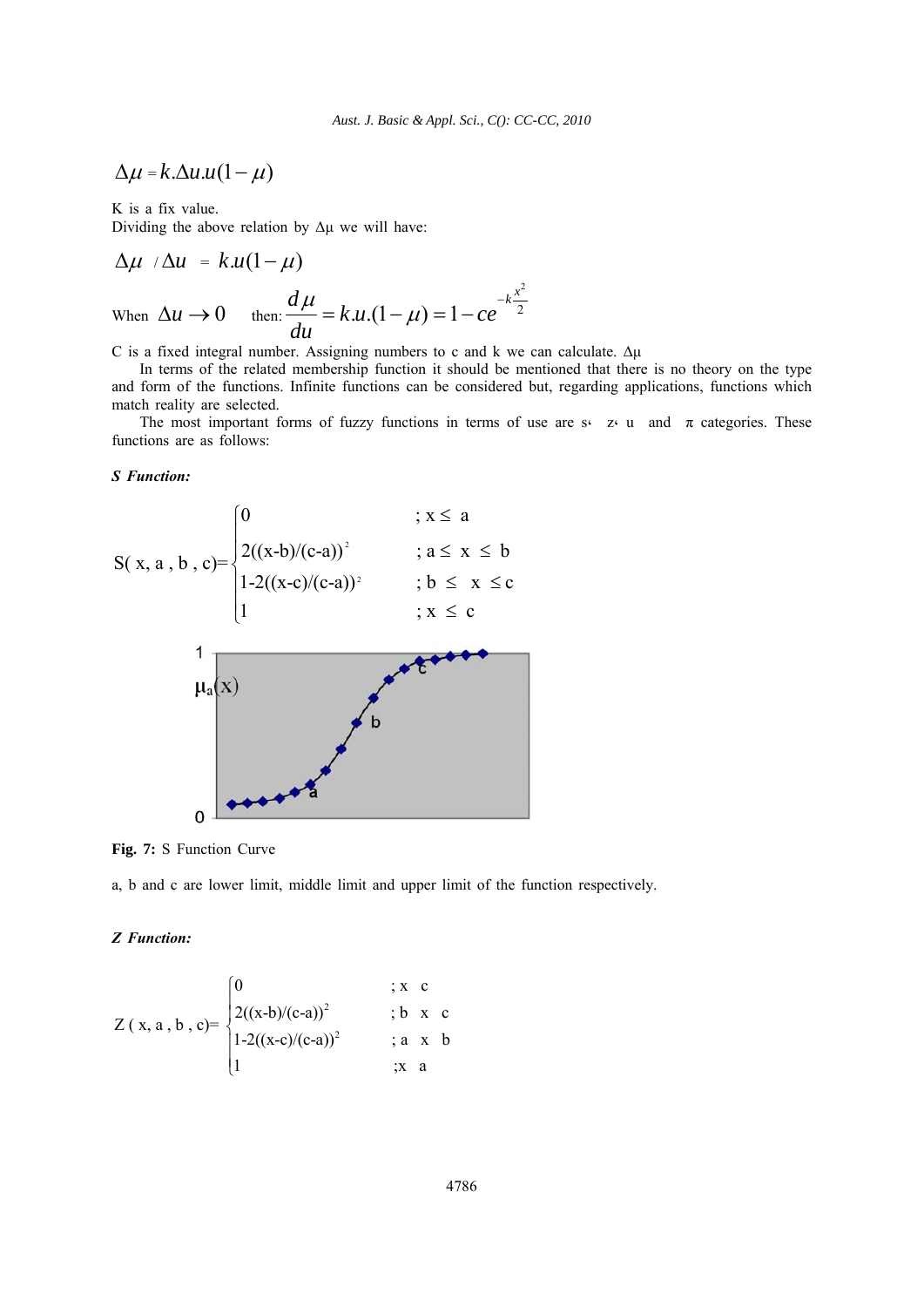$$\Delta\mu = k.\Delta u.u(1-\mu)$$

K is a fix value.
Dividing the above relation by Δμ we will have:

$$\Delta\mu \;/\; \Delta u \;=\; k.u(1-\mu)$$

When $\Delta u \rightarrow 0$ then: $\dfrac{d\mu}{du} = k.u.(1-\mu) = 1 - ce^{-k\frac{x^2}{2}}$

C is a fixed integral number. Assigning numbers to c and k we can calculate. Δμ

In terms of the related membership function it should be mentioned that there is no theory on the type and form of the functions. Infinite functions can be considered but, regarding applications, functions which match reality are selected.

The most important forms of fuzzy functions in terms of use are s‹ z‹ u and π categories. These functions are as follows:

***S Function:***

$$S(x, a, b, c)=\begin{cases} 0 & ; x \leq a \\ 2((x-b)/(c-a))^2 & ; a \leq x \leq b \\ 1-2((x-c)/(c-a))^2 & ; b \leq x \leq c \\ 1 & ; x \leq c \end{cases}$$

**Fig. 7:** S Function Curve

a, b and c are lower limit, middle limit and upper limit of the function respectively.

***Z Function:***

$$Z(x, a, b, c)=\begin{cases} 0 & ; x \quad c \\ 2((x-b)/(c-a))^2 & ; b \quad x \quad c \\ 1-2((x-c)/(c-a))^2 & ; a \quad x \quad b \\ 1 & ; x \quad a \end{cases}$$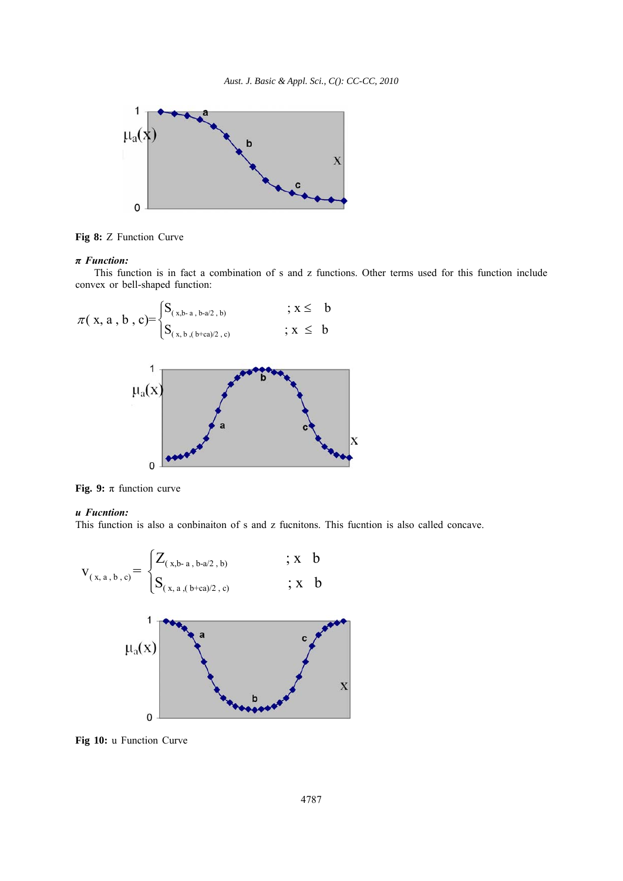Fig 8: Z Function Curve

***π* Function:**

This function is in fact a combination of s and z functions. Other terms used for this function include convex or bell-shaped function:

$$\pi(\, x, a\, , b\, , c) = \begin{cases} S_{(\, x, b - a\, , b - a/2\, , b)} & ; x \leq \; b \\ S_{(\, x, b\, , (\, b + ca)/2\, , c)} & ; x \; \leq \; b \end{cases}$$

**Fig. 9:** π function curve

***u* Fucntion:**

This function is also a conbinaiton of s and z fucnitons. This fucntion is also called concave.

$$V_{(\, x, a\, , b\, , c)} = \begin{cases} Z_{(\, x, b - a\, , b - a/2\, , b)} & ; x \quad b \\ S_{(\, x, a\, , (\, b + ca)/2\, , c)} & ; x \quad b \end{cases}$$

**Fig 10:** u Function Curve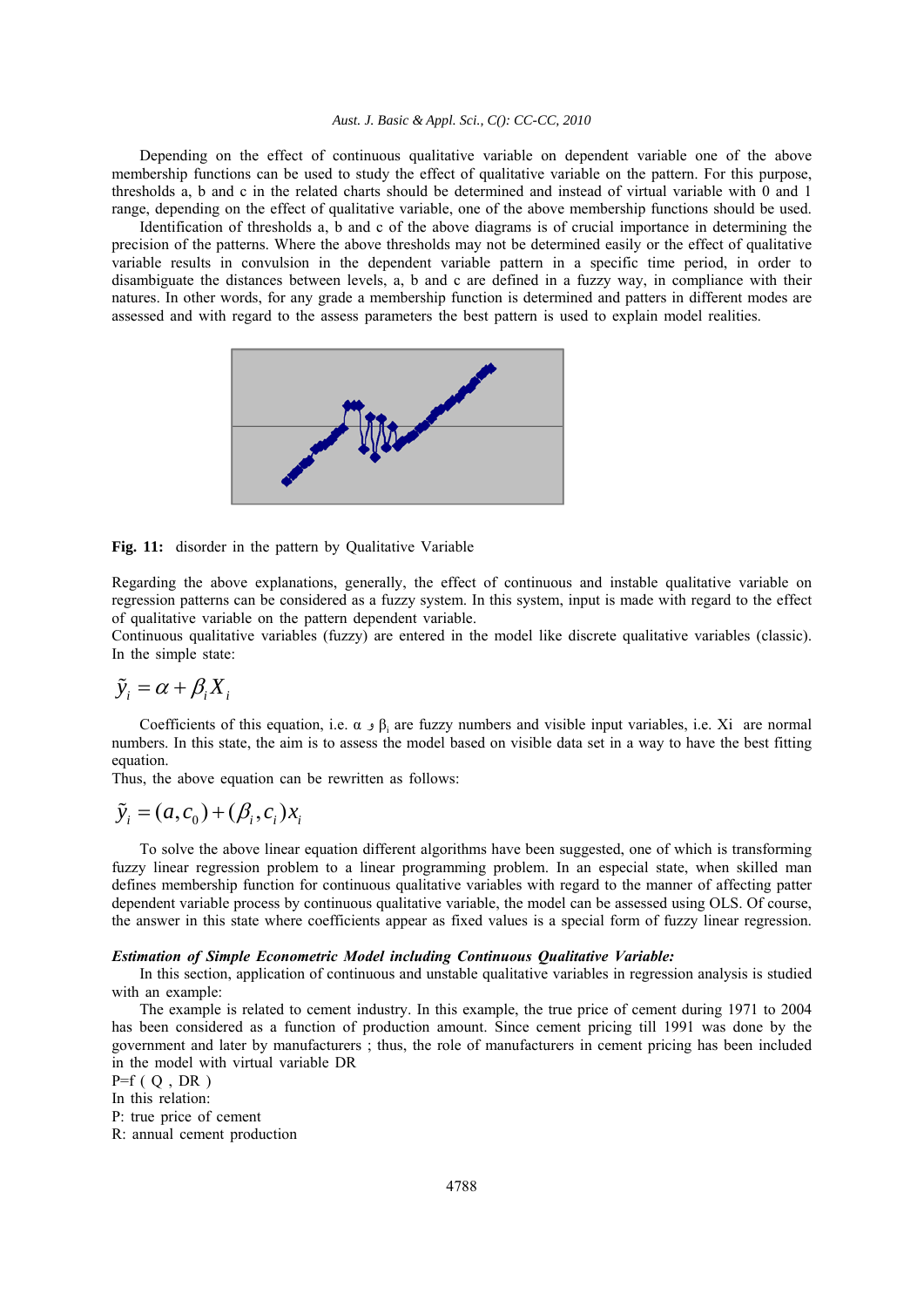Depending on the effect of continuous qualitative variable on dependent variable one of the above membership functions can be used to study the effect of qualitative variable on the pattern. For this purpose, thresholds a, b and c in the related charts should be determined and instead of virtual variable with 0 and 1 range, depending on the effect of qualitative variable, one of the above membership functions should be used.

Identification of thresholds a, b and c of the above diagrams is of crucial importance in determining the precision of the patterns. Where the above thresholds may not be determined easily or the effect of qualitative variable results in convulsion in the dependent variable pattern in a specific time period, in order to disambiguate the distances between levels, a, b and c are defined in a fuzzy way, in compliance with their natures. In other words, for any grade a membership function is determined and patters in different modes are assessed and with regard to the assess parameters the best pattern is used to explain model realities.

**Fig. 11:** disorder in the pattern by Qualitative Variable

Regarding the above explanations, generally, the effect of continuous and instable qualitative variable on regression patterns can be considered as a fuzzy system. In this system, input is made with regard to the effect of qualitative variable on the pattern dependent variable.

Continuous qualitative variables (fuzzy) are entered in the model like discrete qualitative variables (classic). In the simple state:

$$\tilde{y}_i = \alpha + \beta_i X_i$$

Coefficients of this equation, i.e. α و $\beta_i$ are fuzzy numbers and visible input variables, i.e. Xi are normal numbers. In this state, the aim is to assess the model based on visible data set in a way to have the best fitting equation.

Thus, the above equation can be rewritten as follows:

$$\tilde{y}_i = (a, c_0) + (\beta_i, c_i) x_i$$

To solve the above linear equation different algorithms have been suggested, one of which is transforming fuzzy linear regression problem to a linear programming problem. In an especial state, when skilled man defines membership function for continuous qualitative variables with regard to the manner of affecting patter dependent variable process by continuous qualitative variable, the model can be assessed using OLS. Of course, the answer in this state where coefficients appear as fixed values is a special form of fuzzy linear regression.

***Estimation of Simple Econometric Model including Continuous Qualitative Variable:***

In this section, application of continuous and unstable qualitative variables in regression analysis is studied with an example:

The example is related to cement industry. In this example, the true price of cement during 1971 to 2004 has been considered as a function of production amount. Since cement pricing till 1991 was done by the government and later by manufacturers ; thus, the role of manufacturers in cement pricing has been included in the model with virtual variable DR

P=f ( Q , DR )

In this relation:

P: true price of cement

R: annual cement production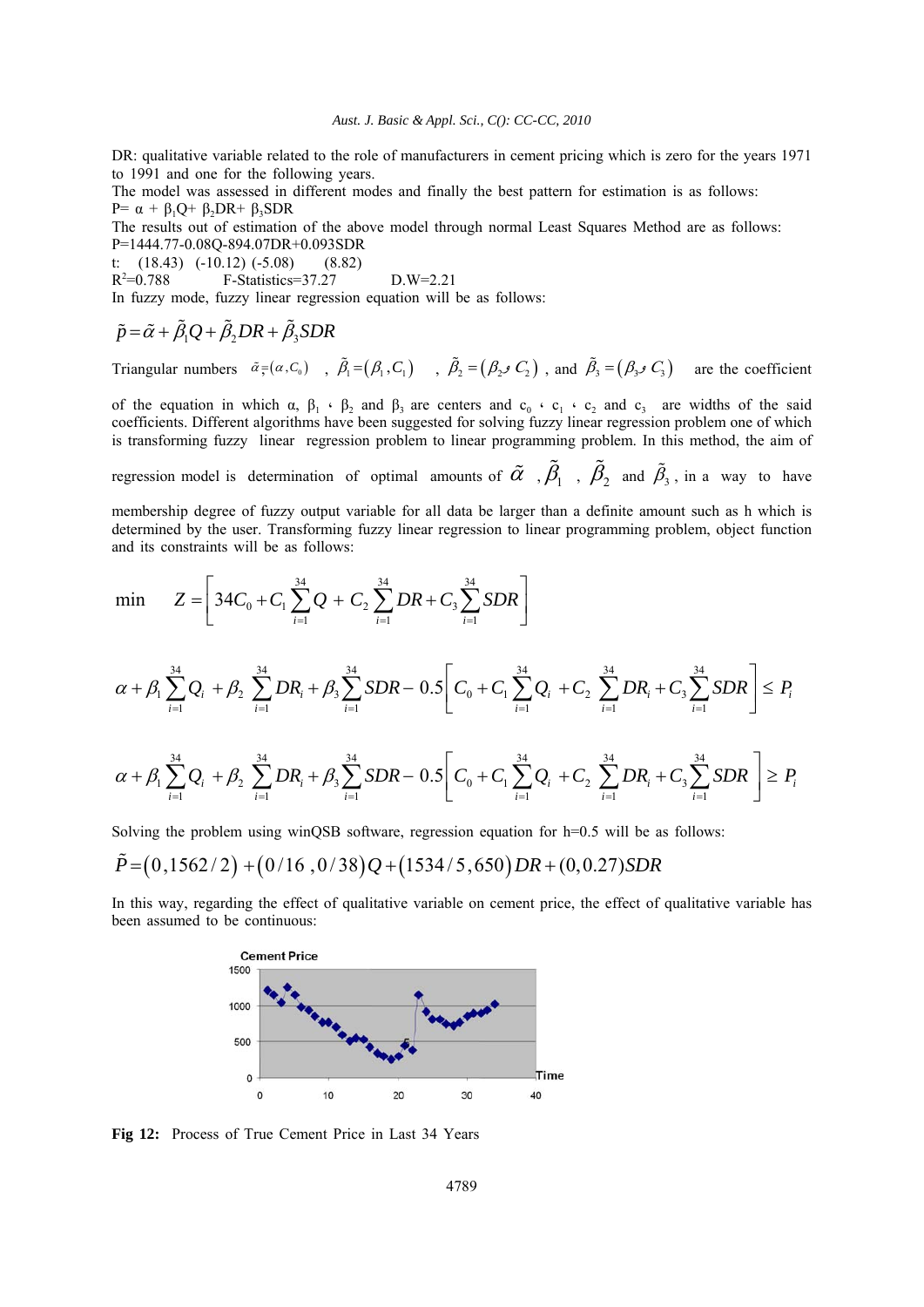DR: qualitative variable related to the role of manufacturers in cement pricing which is zero for the years 1971 to 1991 and one for the following years.

The model was assessed in different modes and finally the best pattern for estimation is as follows:

$P = \alpha + \beta_1 Q + \beta_2 DR + \beta_3 SDR$

The results out of estimation of the above model through normal Least Squares Method are as follows:

$P = 1444.77 - 0.08Q - 894.07DR + 0.093SDR$

t: (18.43) (-10.12) (-5.08) (8.82)

$R^2 = 0.788$ F-Statistics=37.27 D.W=2.21

In fuzzy mode, fuzzy linear regression equation will be as follows:

$$\tilde{p} = \tilde{\alpha} + \tilde{\beta}_1 Q + \tilde{\beta}_2 DR + \tilde{\beta}_3 SDR$$

Triangular numbers $\tilde{\alpha} = (\alpha, C_0)$ , $\tilde{\beta}_1 = (\beta_1, C_1)$ , $\tilde{\beta}_2 = (\beta_2, C_2)$ , and $\tilde{\beta}_3 = (\beta_3, C_3)$ are the coefficient of the equation in which α, $\beta_1$ ، $\beta_2$ and $\beta_3$ are centers and $c_0$ ، $c_1$ ، $c_2$ and $c_3$ are widths of the said coefficients. Different algorithms have been suggested for solving fuzzy linear regression problem one of which is transforming fuzzy linear regression problem to linear programming problem. In this method, the aim of regression model is determination of optimal amounts of $\tilde{\alpha}$ , $\tilde{\beta}_1$ , $\tilde{\beta}_2$ and $\tilde{\beta}_3$, in a way to have membership degree of fuzzy output variable for all data be larger than a definite amount such as h which is determined by the user. Transforming fuzzy linear regression to linear programming problem, object function and its constraints will be as follows:

$$\min \quad Z = \left[ 34C_0 + C_1 \sum_{i=1}^{34} Q + C_2 \sum_{i=1}^{34} DR + C_3 \sum_{i=1}^{34} SDR \right]$$

$$\alpha + \beta_1 \sum_{i=1}^{34} Q_i + \beta_2 \sum_{i=1}^{34} DR_i + \beta_3 \sum_{i=1}^{34} SDR - 0.5 \left[ C_0 + C_1 \sum_{i=1}^{34} Q_i + C_2 \sum_{i=1}^{34} DR_i + C_3 \sum_{i=1}^{34} SDR \right] \leq P_i$$

$$\alpha + \beta_1 \sum_{i=1}^{34} Q_i + \beta_2 \sum_{i=1}^{34} DR_i + \beta_3 \sum_{i=1}^{34} SDR - 0.5 \left[ C_0 + C_1 \sum_{i=1}^{34} Q_i + C_2 \sum_{i=1}^{34} DR_i + C_3 \sum_{i=1}^{34} SDR \right] \geq P_i$$

Solving the problem using winQSB software, regression equation for h=0.5 will be as follows:

$$\tilde{P} = (0, 1562/2) + (0/16, 0/38)Q + (1534/5, 650)DR + (0, 0.27)SDR$$

In this way, regarding the effect of qualitative variable on cement price, the effect of qualitative variable has been assumed to be continuous:

**Fig 12:** Process of True Cement Price in Last 34 Years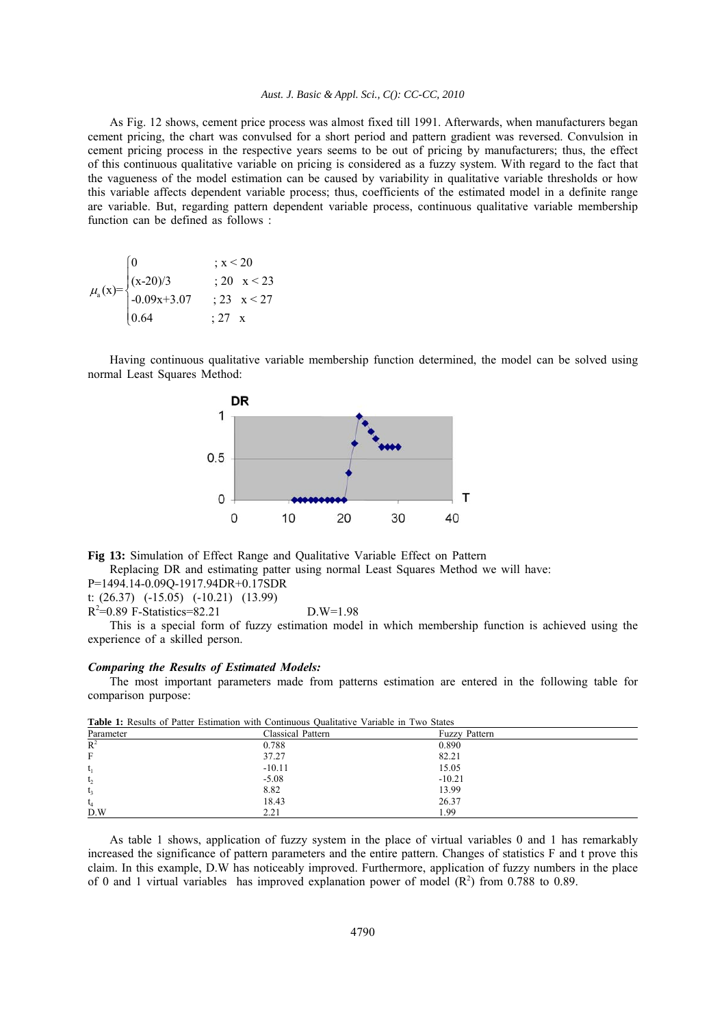As Fig. 12 shows, cement price process was almost fixed till 1991. Afterwards, when manufacturers began cement pricing, the chart was convulsed for a short period and pattern gradient was reversed. Convulsion in cement pricing process in the respective years seems to be out of pricing by manufacturers; thus, the effect of this continuous qualitative variable on pricing is considered as a fuzzy system. With regard to the fact that the vagueness of the model estimation can be caused by variability in qualitative variable thresholds or how this variable affects dependent variable process; thus, coefficients of the estimated model in a definite range are variable. But, regarding pattern dependent variable process, continuous qualitative variable membership function can be defined as follows :

$$\mu_a(x)=\begin{cases} 0 & ; x < 20 \\ (x-20)/3 & ; 20 \quad x < 23 \\ -0.09x+3.07 & ; 23 \quad x < 27 \\ 0.64 & ; 27 \quad x \end{cases}$$

Having continuous qualitative variable membership function determined, the model can be solved using normal Least Squares Method:

**Fig 13:** Simulation of Effect Range and Qualitative Variable Effect on Pattern

Replacing DR and estimating patter using normal Least Squares Method we will have:

P=1494.14-0.09Q-1917.94DR+0.17SDR

t: (26.37) (-15.05) (-10.21) (13.99)

$R^2$=0.89 F-Statistics=82.21 D.W=1.98

This is a special form of fuzzy estimation model in which membership function is achieved using the experience of a skilled person.

### *Comparing the Results of Estimated Models:*

The most important parameters made from patterns estimation are entered in the following table for comparison purpose:

**Table 1:** Results of Patter Estimation with Continuous Qualitative Variable in Two States

| Parameter | Classical Pattern | Fuzzy Pattern |
|---|---|---|
| $R^2$ | 0.788 | 0.890 |
| F | 37.27 | 82.21 |
| $t_1$ | -10.11 | 15.05 |
| $t_2$ | -5.08 | -10.21 |
| $t_3$ | 8.82 | 13.99 |
| $t_4$ | 18.43 | 26.37 |
| D.W | 2.21 | 1.99 |

As table 1 shows, application of fuzzy system in the place of virtual variables 0 and 1 has remarkably increased the significance of pattern parameters and the entire pattern. Changes of statistics F and t prove this claim. In this example, D.W has noticeably improved. Furthermore, application of fuzzy numbers in the place of 0 and 1 virtual variables has improved explanation power of model ($R^2$) from 0.788 to 0.89.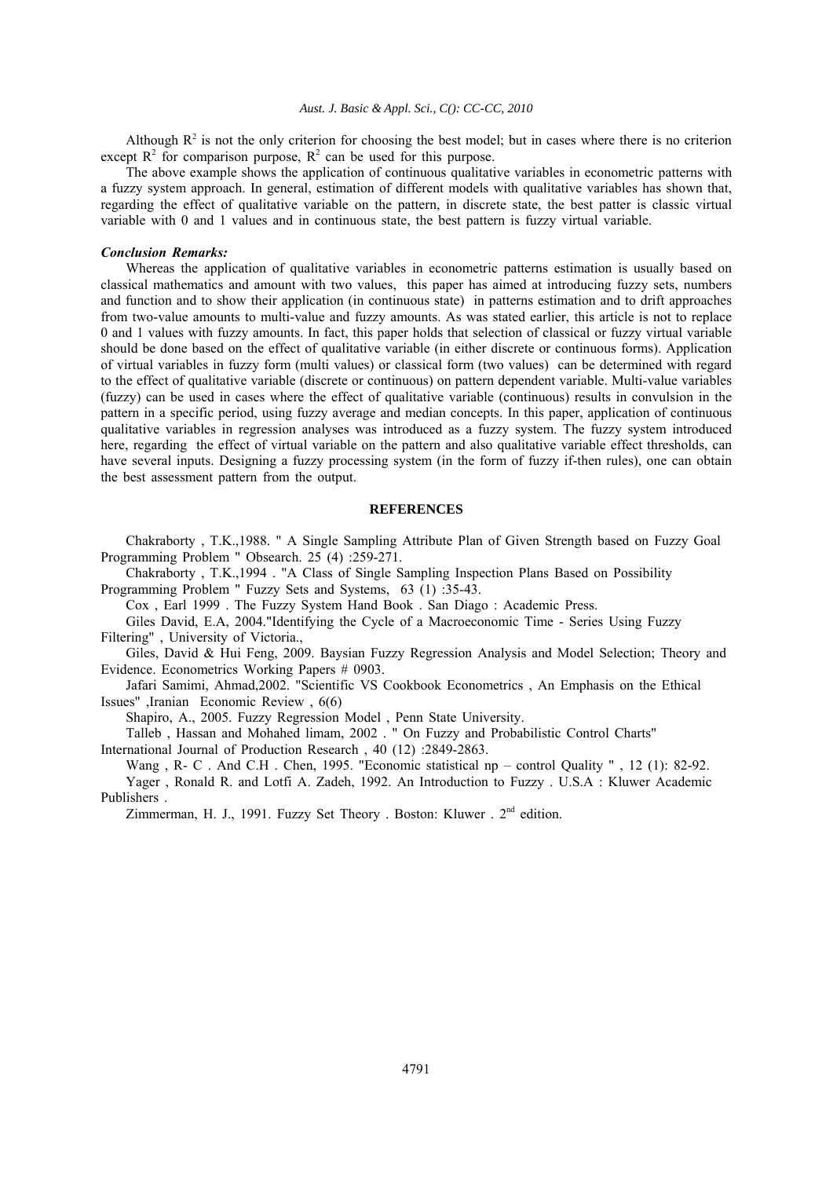Although $R^2$ is not the only criterion for choosing the best model; but in cases where there is no criterion except $R^2$ for comparison purpose, $R^2$ can be used for this purpose.

The above example shows the application of continuous qualitative variables in econometric patterns with a fuzzy system approach. In general, estimation of different models with qualitative variables has shown that, regarding the effect of qualitative variable on the pattern, in discrete state, the best patter is classic virtual variable with 0 and 1 values and in continuous state, the best pattern is fuzzy virtual variable.

### *Conclusion Remarks:*

Whereas the application of qualitative variables in econometric patterns estimation is usually based on classical mathematics and amount with two values, this paper has aimed at introducing fuzzy sets, numbers and function and to show their application (in continuous state) in patterns estimation and to drift approaches from two-value amounts to multi-value and fuzzy amounts. As was stated earlier, this article is not to replace 0 and 1 values with fuzzy amounts. In fact, this paper holds that selection of classical or fuzzy virtual variable should be done based on the effect of qualitative variable (in either discrete or continuous forms). Application of virtual variables in fuzzy form (multi values) or classical form (two values) can be determined with regard to the effect of qualitative variable (discrete or continuous) on pattern dependent variable. Multi-value variables (fuzzy) can be used in cases where the effect of qualitative variable (continuous) results in convulsion in the pattern in a specific period, using fuzzy average and median concepts. In this paper, application of continuous qualitative variables in regression analyses was introduced as a fuzzy system. The fuzzy system introduced here, regarding the effect of virtual variable on the pattern and also qualitative variable effect thresholds, can have several inputs. Designing a fuzzy processing system (in the form of fuzzy if-then rules), one can obtain the best assessment pattern from the output.

## REFERENCES

Chakraborty , T.K.,1988. " A Single Sampling Attribute Plan of Given Strength based on Fuzzy Goal Programming Problem " Obsearch. 25 (4) :259-271.

Chakraborty , T.K.,1994 . "A Class of Single Sampling Inspection Plans Based on Possibility Programming Problem " Fuzzy Sets and Systems, 63 (1) :35-43.

Cox , Earl 1999 . The Fuzzy System Hand Book . San Diago : Academic Press.

Giles David, E.A, 2004."Identifying the Cycle of a Macroeconomic Time - Series Using Fuzzy Filtering" , University of Victoria.,

Giles, David & Hui Feng, 2009. Baysian Fuzzy Regression Analysis and Model Selection; Theory and Evidence. Econometrics Working Papers # 0903.

Jafari Samimi, Ahmad,2002. "Scientific VS Cookbook Econometrics , An Emphasis on the Ethical Issues" ,Iranian Economic Review , 6(6)

Shapiro, A., 2005. Fuzzy Regression Model , Penn State University.

Talleb , Hassan and Mohahed limam, 2002 . " On Fuzzy and Probabilistic Control Charts" International Journal of Production Research , 40 (12) :2849-2863.

Wang , R- C . And C.H . Chen, 1995. "Economic statistical np – control Quality " , 12 (1): 82-92.

Yager , Ronald R. and Lotfi A. Zadeh, 1992. An Introduction to Fuzzy . U.S.A : Kluwer Academic Publishers .

Zimmerman, H. J., 1991. Fuzzy Set Theory . Boston: Kluwer . 2nd edition.